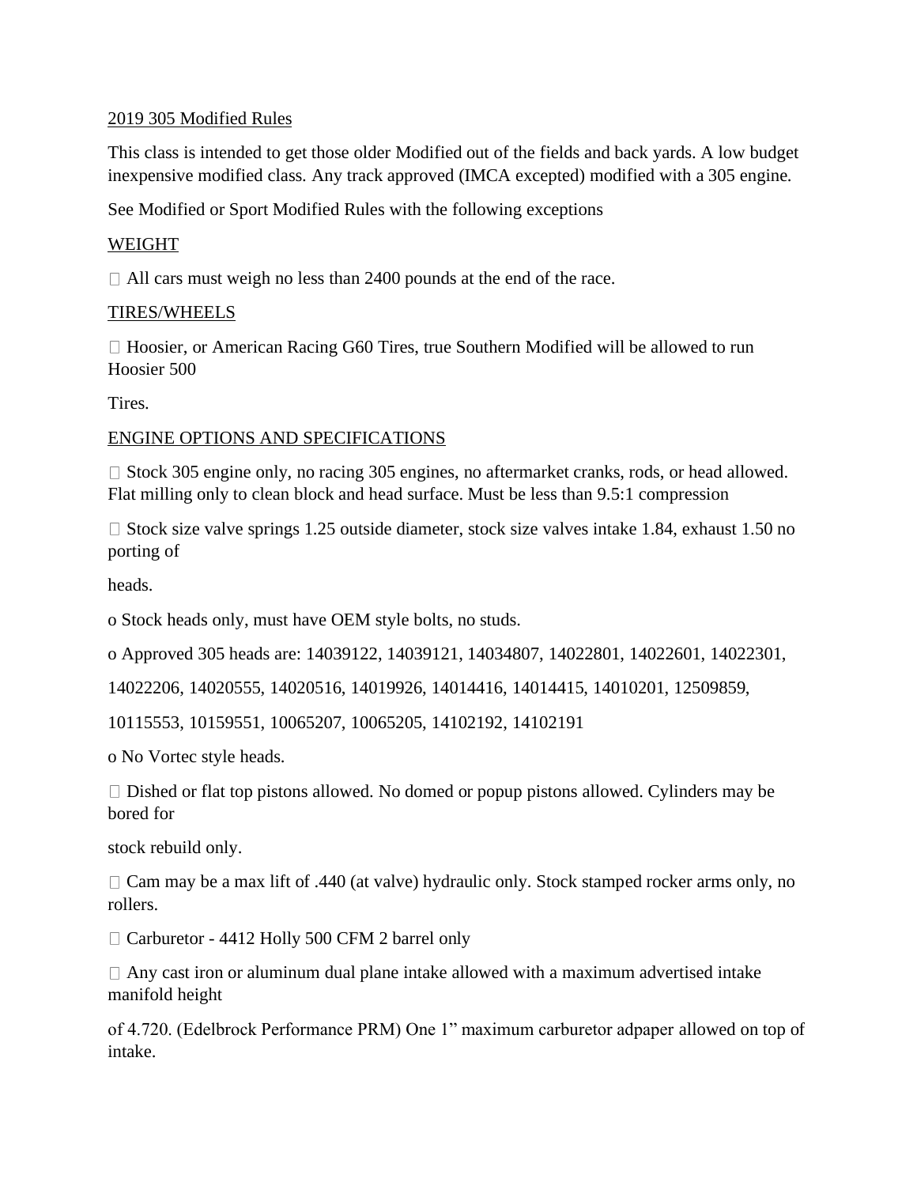## 2019 305 Modified Rules

This class is intended to get those older Modified out of the fields and back yards. A low budget inexpensive modified class. Any track approved (IMCA excepted) modified with a 305 engine.

See Modified or Sport Modified Rules with the following exceptions

### WEIGHT

- All cars must weigh no less than 2400 pounds at the end of the race.

### TIRES/WHEELS

- Hoosier, or American Racing G60 Tires, true Southern Modified will be allowed to run Hoosier 500

Tires.

### ENGINE OPTIONS AND SPECIFICATIONS

- Stock 305 engine only, no racing 305 engines, no aftermarket cranks, rods, or head allowed. Flat milling only to clean block and head surface. Must be less than 9.5:1 compression
- Stock size valve springs 1.25 outside diameter, stock size valves intake 1.84, exhaust 1.50 no porting of

heads.

- o Stock heads only, must have OEM style bolts, no studs.
- o Approved 305 heads are: 14039122, 14039121, 14034807, 14022801, 14022601, 14022301, 14022206, 14020555, 14020516, 14019926, 14014416, 14014415, 14010201, 12509859, 10115553, 10159551, 10065207, 10065205, 14102192, 14102191
- o No Vortec style heads.

- Dished or flat top pistons allowed. No domed or popup pistons allowed. Cylinders may be bored for

stock rebuild only.

- Cam may be a max lift of .440 (at valve) hydraulic only. Stock stamped rocker arms only, no rollers.
- Carburetor - 4412 Holly 500 CFM 2 barrel only
- Any cast iron or aluminum dual plane intake allowed with a maximum advertised intake manifold height

of 4.720. (Edelbrock Performance PRM) One 1" maximum carburetor adpaper allowed on top of intake.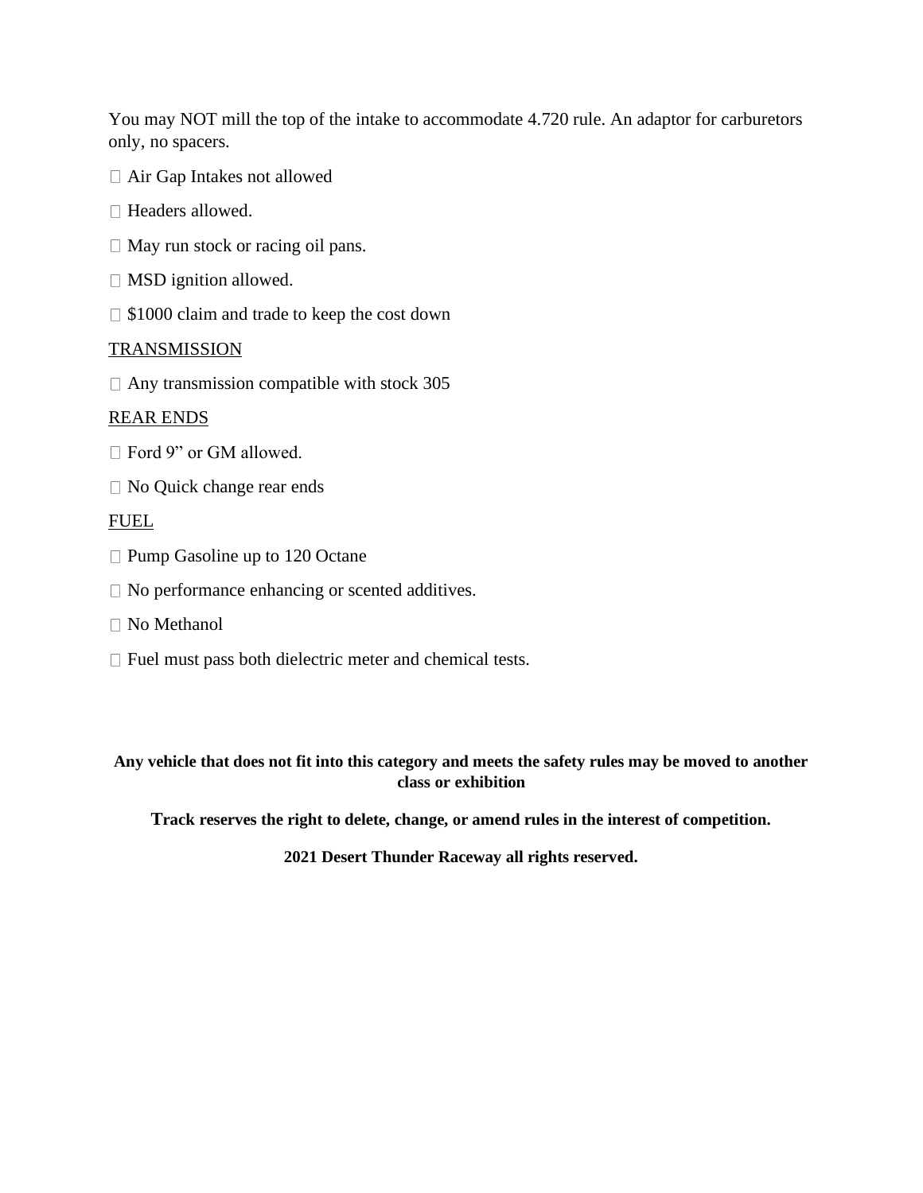You may NOT mill the top of the intake to accommodate 4.720 rule. An adaptor for carburetors only, no spacers.

- Air Gap Intakes not allowed
- Headers allowed.
- May run stock or racing oil pans.
- MSD ignition allowed.
- $1000 claim and trade to keep the cost down

<u>TRANSMISSION</u>

- Any transmission compatible with stock 305

<u>REAR ENDS</u>

- Ford 9” or GM allowed.
- No Quick change rear ends

<u>FUEL</u>

- Pump Gasoline up to 120 Octane
- No performance enhancing or scented additives.
- No Methanol
- Fuel must pass both dielectric meter and chemical tests.

**Any vehicle that does not fit into this category and meets the safety rules may be moved to another class or exhibition**

**Track reserves the right to delete, change, or amend rules in the interest of competition.**

**2021 Desert Thunder Raceway all rights reserved.**